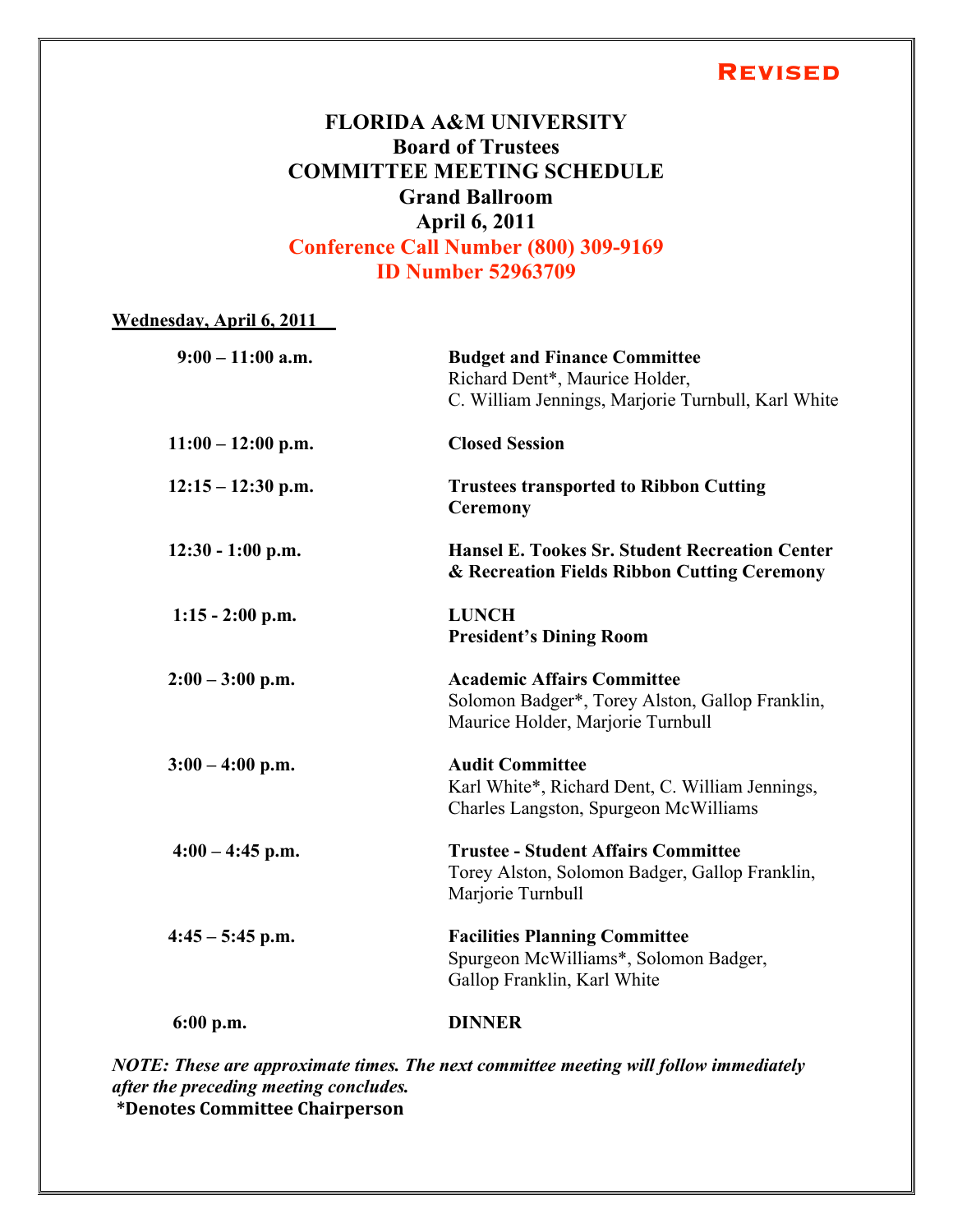**Revised**

# FLORIDA A&M UNIVERSITY
## Board of Trustees
## COMMITTEE MEETING SCHEDULE
## Grand Ballroom
## April 6, 2011
## Conference Call Number (800) 309-9169
## ID Number 52963709

**Wednesday, April 6, 2011**

| | |
|---|---|
| **9:00 – 11:00 a.m.** | **Budget and Finance Committee**<br>Richard Dent*, Maurice Holder,<br>C. William Jennings, Marjorie Turnbull, Karl White |
| **11:00 – 12:00 p.m.** | **Closed Session** |
| **12:15 – 12:30 p.m.** | **Trustees transported to Ribbon Cutting Ceremony** |
| **12:30 - 1:00 p.m.** | **Hansel E. Tookes Sr. Student Recreation Center & Recreation Fields Ribbon Cutting Ceremony** |
| **1:15 - 2:00 p.m.** | **LUNCH**<br>**President's Dining Room** |
| **2:00 – 3:00 p.m.** | **Academic Affairs Committee**<br>Solomon Badger*, Torey Alston, Gallop Franklin,<br>Maurice Holder, Marjorie Turnbull |
| **3:00 – 4:00 p.m.** | **Audit Committee**<br>Karl White*, Richard Dent, C. William Jennings,<br>Charles Langston, Spurgeon McWilliams |
| **4:00 – 4:45 p.m.** | **Trustee - Student Affairs Committee**<br>Torey Alston, Solomon Badger, Gallop Franklin,<br>Marjorie Turnbull |
| **4:45 – 5:45 p.m.** | **Facilities Planning Committee**<br>Spurgeon McWilliams*, Solomon Badger,<br>Gallop Franklin, Karl White |
| **6:00 p.m.** | **DINNER** |

***NOTE: These are approximate times. The next committee meeting will follow immediately after the preceding meeting concludes.***

**\*Denotes Committee Chairperson**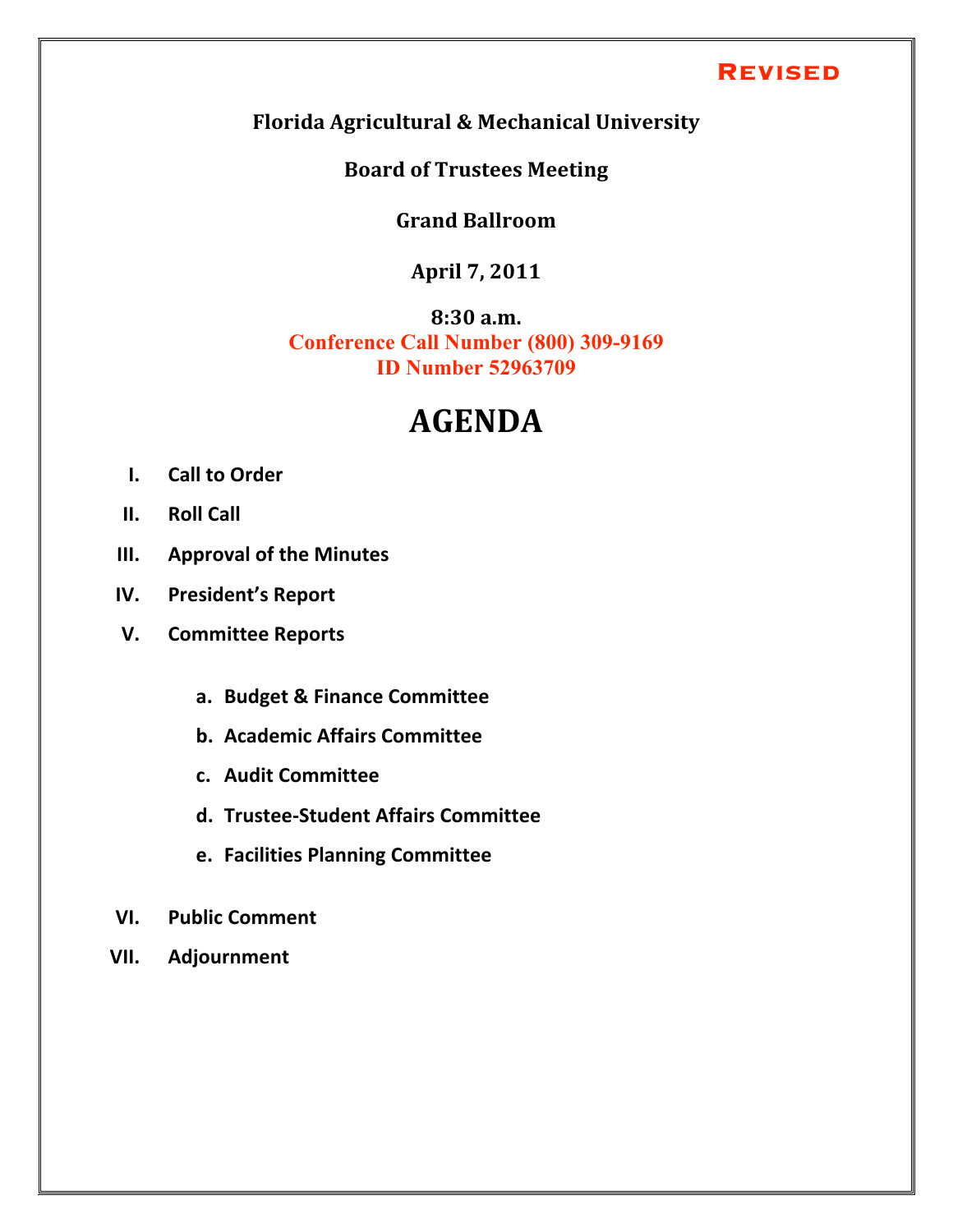**REVISED**

**Florida Agricultural & Mechanical University**

**Board of Trustees Meeting**

**Grand Ballroom**

**April 7, 2011**

**8:30 a.m.**

**Conference Call Number (800) 309-9169**

**ID Number 52963709**

# AGENDA

I. **Call to Order**

II. **Roll Call**

III. **Approval of the Minutes**

IV. **President's Report**

V. **Committee Reports**

   a. **Budget & Finance Committee**

   b. **Academic Affairs Committee**

   c. **Audit Committee**

   d. **Trustee-Student Affairs Committee**

   e. **Facilities Planning Committee**

VI. **Public Comment**

VII. **Adjournment**